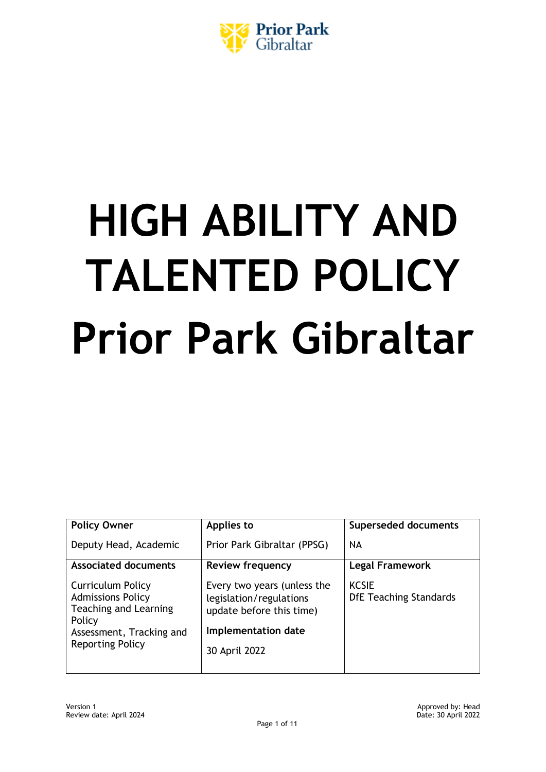Prior Park Gibraltar

# HIGH ABILITY AND TALENTED POLICY Prior Park Gibraltar

| **Policy Owner** | **Applies to** | **Superseded documents** |
|---|---|---|
| Deputy Head, Academic | Prior Park Gibraltar (PPSG) | NA |
| **Associated documents** | **Review frequency** | **Legal Framework** |
| Curriculum Policy<br>Admissions Policy<br>Teaching and Learning Policy<br>Assessment, Tracking and Reporting Policy | Every two years (unless the legislation/regulations update before this time)<br>**Implementation date**<br>30 April 2022 | KCSIE<br>DfE Teaching Standards |

Version 1
Review date: April 2024

Approved by: Head
Date: 30 April 2022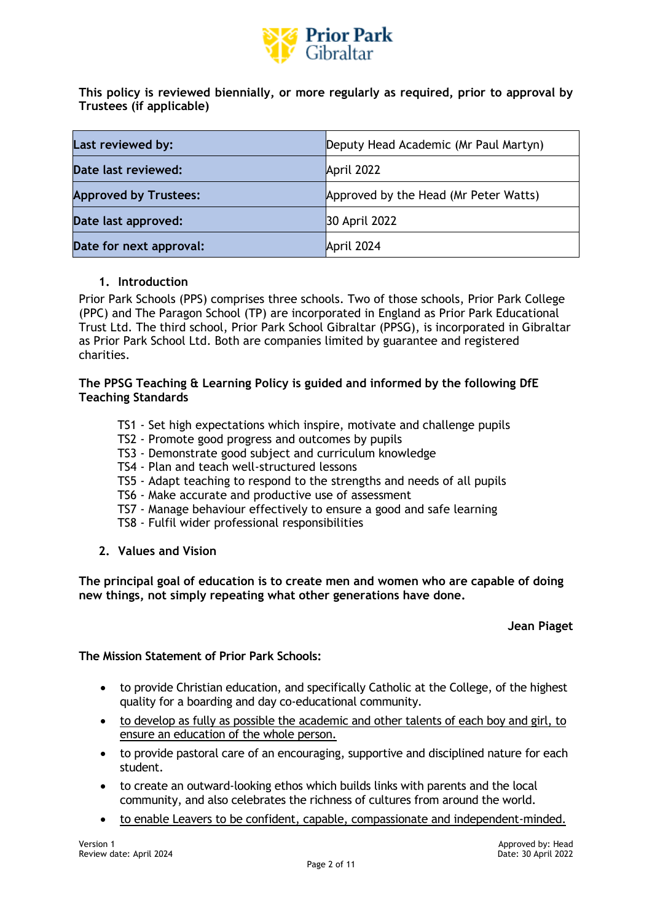**This policy is reviewed biennially, or more regularly as required, prior to approval by Trustees (if applicable)**

| Last reviewed by: | Deputy Head Academic (Mr Paul Martyn) |
|---|---|
| Date last reviewed: | April 2022 |
| Approved by Trustees: | Approved by the Head (Mr Peter Watts) |
| Date last approved: | 30 April 2022 |
| Date for next approval: | April 2024 |

## 1. Introduction

Prior Park Schools (PPS) comprises three schools. Two of those schools, Prior Park College (PPC) and The Paragon School (TP) are incorporated in England as Prior Park Educational Trust Ltd. The third school, Prior Park School Gibraltar (PPSG), is incorporated in Gibraltar as Prior Park School Ltd. Both are companies limited by guarantee and registered charities.

**The PPSG Teaching & Learning Policy is guided and informed by the following DfE Teaching Standards**

TS1 - Set high expectations which inspire, motivate and challenge pupils
TS2 - Promote good progress and outcomes by pupils
TS3 - Demonstrate good subject and curriculum knowledge
TS4 - Plan and teach well-structured lessons
TS5 - Adapt teaching to respond to the strengths and needs of all pupils
TS6 - Make accurate and productive use of assessment
TS7 - Manage behaviour effectively to ensure a good and safe learning
TS8 - Fulfil wider professional responsibilities

## 2. Values and Vision

**The principal goal of education is to create men and women who are capable of doing new things, not simply repeating what other generations have done.**

**Jean Piaget**

**The Mission Statement of Prior Park Schools:**

- to provide Christian education, and specifically Catholic at the College, of the highest quality for a boarding and day co-educational community.
- <u>to develop as fully as possible the academic and other talents of each boy and girl, to ensure an education of the whole person.</u>
- to provide pastoral care of an encouraging, supportive and disciplined nature for each student.
- to create an outward-looking ethos which builds links with parents and the local community, and also celebrates the richness of cultures from around the world.
- <u>to enable Leavers to be confident, capable, compassionate and independent-minded.</u>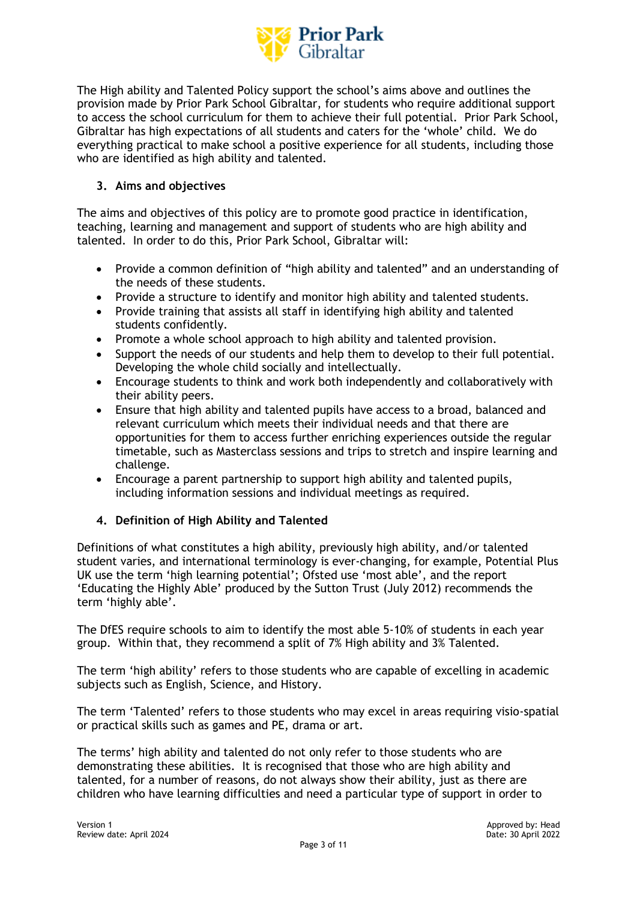The High ability and Talented Policy support the school's aims above and outlines the provision made by Prior Park School Gibraltar, for students who require additional support to access the school curriculum for them to achieve their full potential. Prior Park School, Gibraltar has high expectations of all students and caters for the 'whole' child. We do everything practical to make school a positive experience for all students, including those who are identified as high ability and talented.

## 3. Aims and objectives

The aims and objectives of this policy are to promote good practice in identification, teaching, learning and management and support of students who are high ability and talented. In order to do this, Prior Park School, Gibraltar will:

- Provide a common definition of "high ability and talented" and an understanding of the needs of these students.
- Provide a structure to identify and monitor high ability and talented students.
- Provide training that assists all staff in identifying high ability and talented students confidently.
- Promote a whole school approach to high ability and talented provision.
- Support the needs of our students and help them to develop to their full potential. Developing the whole child socially and intellectually.
- Encourage students to think and work both independently and collaboratively with their ability peers.
- Ensure that high ability and talented pupils have access to a broad, balanced and relevant curriculum which meets their individual needs and that there are opportunities for them to access further enriching experiences outside the regular timetable, such as Masterclass sessions and trips to stretch and inspire learning and challenge.
- Encourage a parent partnership to support high ability and talented pupils, including information sessions and individual meetings as required.

## 4. Definition of High Ability and Talented

Definitions of what constitutes a high ability, previously high ability, and/or talented student varies, and international terminology is ever-changing, for example, Potential Plus UK use the term 'high learning potential'; Ofsted use 'most able', and the report 'Educating the Highly Able' produced by the Sutton Trust (July 2012) recommends the term 'highly able'.

The DfES require schools to aim to identify the most able 5-10% of students in each year group. Within that, they recommend a split of 7% High ability and 3% Talented.

The term 'high ability' refers to those students who are capable of excelling in academic subjects such as English, Science, and History.

The term 'Talented' refers to those students who may excel in areas requiring visio-spatial or practical skills such as games and PE, drama or art.

The terms' high ability and talented do not only refer to those students who are demonstrating these abilities. It is recognised that those who are high ability and talented, for a number of reasons, do not always show their ability, just as there are children who have learning difficulties and need a particular type of support in order to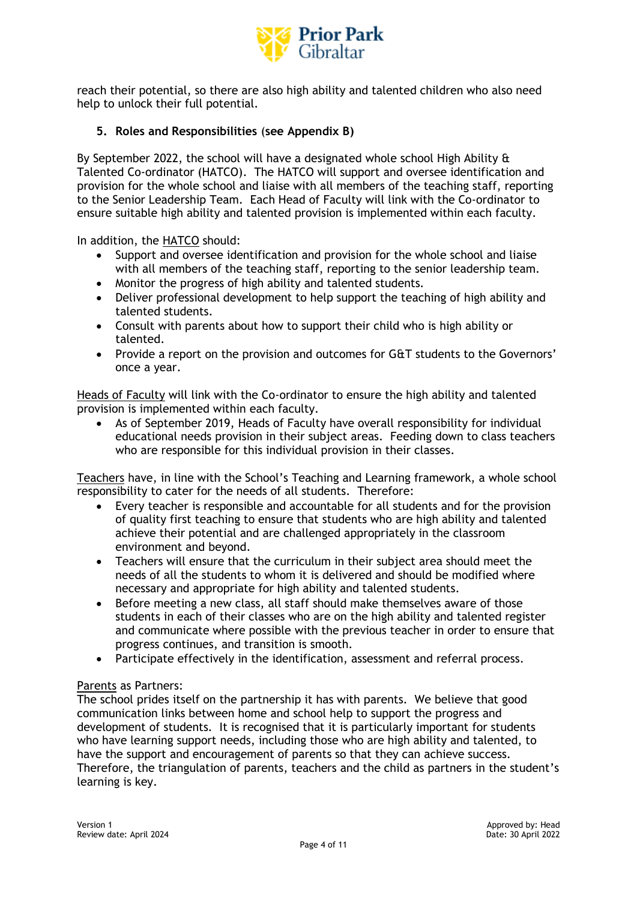reach their potential, so there are also high ability and talented children who also need help to unlock their full potential.

## 5. Roles and Responsibilities (see Appendix B)

By September 2022, the school will have a designated whole school High Ability & Talented Co-ordinator (HATCO). The HATCO will support and oversee identification and provision for the whole school and liaise with all members of the teaching staff, reporting to the Senior Leadership Team. Each Head of Faculty will link with the Co-ordinator to ensure suitable high ability and talented provision is implemented within each faculty.

In addition, the <u>HATCO</u> should:

- Support and oversee identification and provision for the whole school and liaise with all members of the teaching staff, reporting to the senior leadership team.
- Monitor the progress of high ability and talented students.
- Deliver professional development to help support the teaching of high ability and talented students.
- Consult with parents about how to support their child who is high ability or talented.
- Provide a report on the provision and outcomes for G&T students to the Governors' once a year.

<u>Heads of Faculty</u> will link with the Co-ordinator to ensure the high ability and talented provision is implemented within each faculty.

- As of September 2019, Heads of Faculty have overall responsibility for individual educational needs provision in their subject areas. Feeding down to class teachers who are responsible for this individual provision in their classes.

<u>Teachers</u> have, in line with the School's Teaching and Learning framework, a whole school responsibility to cater for the needs of all students. Therefore:

- Every teacher is responsible and accountable for all students and for the provision of quality first teaching to ensure that students who are high ability and talented achieve their potential and are challenged appropriately in the classroom environment and beyond.
- Teachers will ensure that the curriculum in their subject area should meet the needs of all the students to whom it is delivered and should be modified where necessary and appropriate for high ability and talented students.
- Before meeting a new class, all staff should make themselves aware of those students in each of their classes who are on the high ability and talented register and communicate where possible with the previous teacher in order to ensure that progress continues, and transition is smooth.
- Participate effectively in the identification, assessment and referral process.

<u>Parents</u> as Partners:
The school prides itself on the partnership it has with parents. We believe that good communication links between home and school help to support the progress and development of students. It is recognised that it is particularly important for students who have learning support needs, including those who are high ability and talented, to have the support and encouragement of parents so that they can achieve success. Therefore, the triangulation of parents, teachers and the child as partners in the student's learning is key.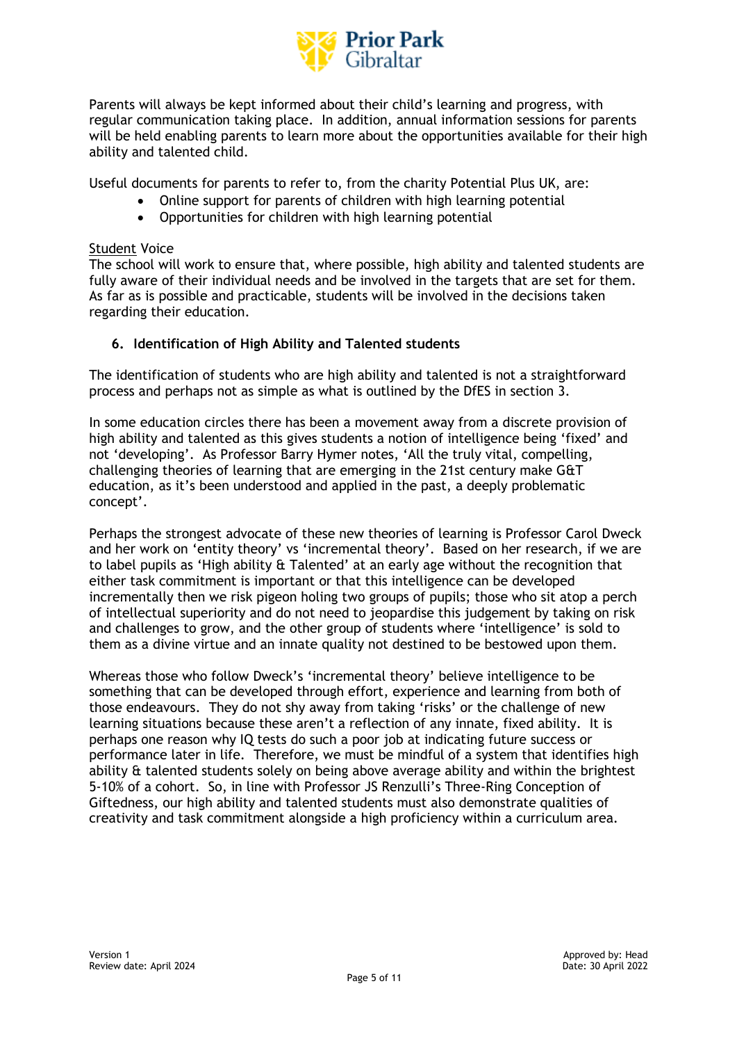Parents will always be kept informed about their child's learning and progress, with regular communication taking place. In addition, annual information sessions for parents will be held enabling parents to learn more about the opportunities available for their high ability and talented child.

Useful documents for parents to refer to, from the charity Potential Plus UK, are:

- Online support for parents of children with high learning potential
- Opportunities for children with high learning potential

Student Voice

The school will work to ensure that, where possible, high ability and talented students are fully aware of their individual needs and be involved in the targets that are set for them. As far as is possible and practicable, students will be involved in the decisions taken regarding their education.

## 6. Identification of High Ability and Talented students

The identification of students who are high ability and talented is not a straightforward process and perhaps not as simple as what is outlined by the DfES in section 3.

In some education circles there has been a movement away from a discrete provision of high ability and talented as this gives students a notion of intelligence being 'fixed' and not 'developing'. As Professor Barry Hymer notes, 'All the truly vital, compelling, challenging theories of learning that are emerging in the 21st century make G&T education, as it's been understood and applied in the past, a deeply problematic concept'.

Perhaps the strongest advocate of these new theories of learning is Professor Carol Dweck and her work on 'entity theory' vs 'incremental theory'. Based on her research, if we are to label pupils as 'High ability & Talented' at an early age without the recognition that either task commitment is important or that this intelligence can be developed incrementally then we risk pigeon holing two groups of pupils; those who sit atop a perch of intellectual superiority and do not need to jeopardise this judgement by taking on risk and challenges to grow, and the other group of students where 'intelligence' is sold to them as a divine virtue and an innate quality not destined to be bestowed upon them.

Whereas those who follow Dweck's 'incremental theory' believe intelligence to be something that can be developed through effort, experience and learning from both of those endeavours. They do not shy away from taking 'risks' or the challenge of new learning situations because these aren't a reflection of any innate, fixed ability. It is perhaps one reason why IQ tests do such a poor job at indicating future success or performance later in life. Therefore, we must be mindful of a system that identifies high ability & talented students solely on being above average ability and within the brightest 5-10% of a cohort. So, in line with Professor JS Renzulli's Three-Ring Conception of Giftedness, our high ability and talented students must also demonstrate qualities of creativity and task commitment alongside a high proficiency within a curriculum area.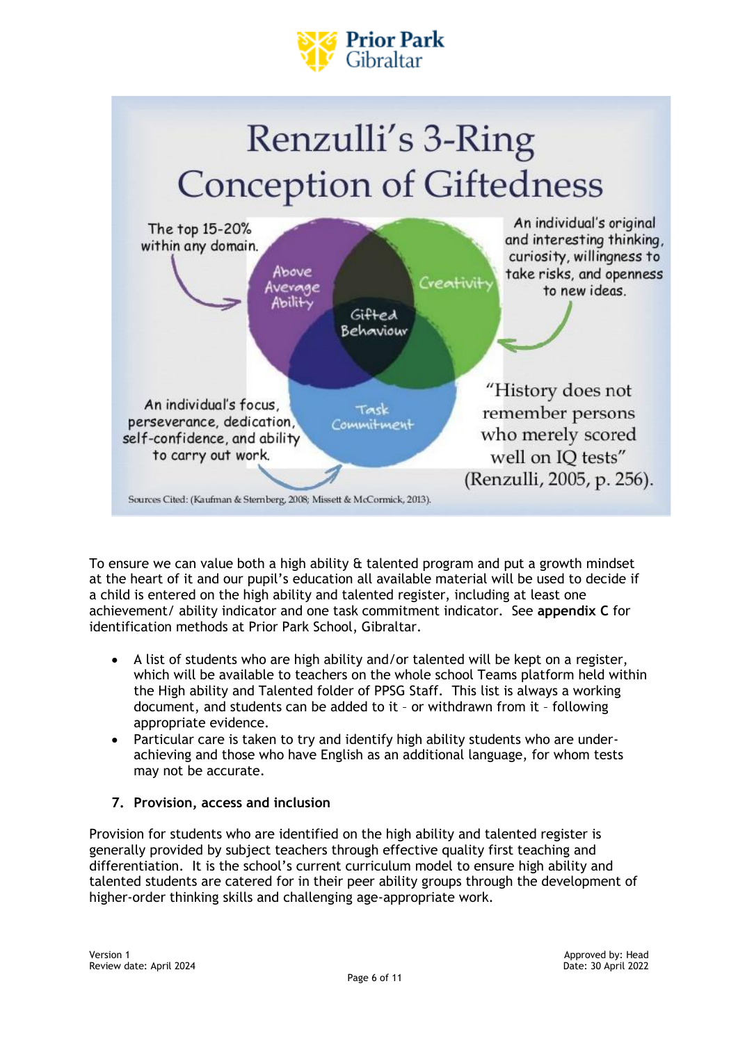# Renzulli's 3-Ring Conception of Giftedness

The top 15-20% within any domain. → **Above Average Ability**

An individual's original and interesting thinking, curiosity, willingness to take risks, and openness to new ideas. → **Creativity**

An individual's focus, perseverance, dedication, self-confidence, and ability to carry out work. → **Task Commitment**

**Gifted Behaviour**

"History does not remember persons who merely scored well on IQ tests" (Renzulli, 2005, p. 256).

Sources Cited: (Kaufman & Sternberg, 2008; Missett & McCormick, 2013).

To ensure we can value both a high ability & talented program and put a growth mindset at the heart of it and our pupil's education all available material will be used to decide if a child is entered on the high ability and talented register, including at least one achievement/ ability indicator and one task commitment indicator. See **appendix C** for identification methods at Prior Park School, Gibraltar.

- A list of students who are high ability and/or talented will be kept on a register, which will be available to teachers on the whole school Teams platform held within the High ability and Talented folder of PPSG Staff. This list is always a working document, and students can be added to it – or withdrawn from it – following appropriate evidence.
- Particular care is taken to try and identify high ability students who are under-achieving and those who have English as an additional language, for whom tests may not be accurate.

## 7. Provision, access and inclusion

Provision for students who are identified on the high ability and talented register is generally provided by subject teachers through effective quality first teaching and differentiation. It is the school's current curriculum model to ensure high ability and talented students are catered for in their peer ability groups through the development of higher-order thinking skills and challenging age-appropriate work.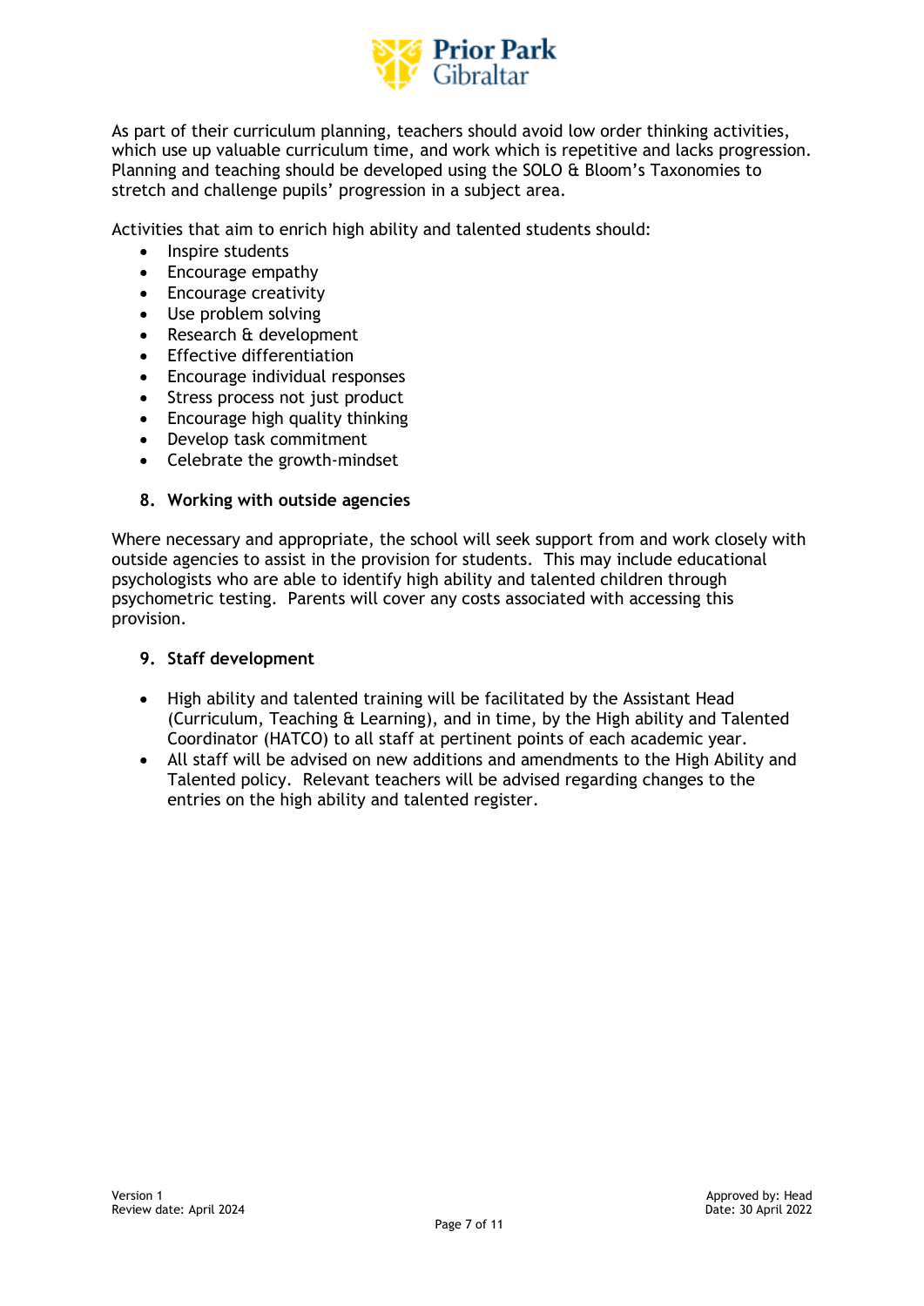As part of their curriculum planning, teachers should avoid low order thinking activities, which use up valuable curriculum time, and work which is repetitive and lacks progression. Planning and teaching should be developed using the SOLO & Bloom's Taxonomies to stretch and challenge pupils' progression in a subject area.

Activities that aim to enrich high ability and talented students should:

- Inspire students
- Encourage empathy
- Encourage creativity
- Use problem solving
- Research & development
- Effective differentiation
- Encourage individual responses
- Stress process not just product
- Encourage high quality thinking
- Develop task commitment
- Celebrate the growth-mindset

## 8. Working with outside agencies

Where necessary and appropriate, the school will seek support from and work closely with outside agencies to assist in the provision for students. This may include educational psychologists who are able to identify high ability and talented children through psychometric testing. Parents will cover any costs associated with accessing this provision.

## 9. Staff development

- High ability and talented training will be facilitated by the Assistant Head (Curriculum, Teaching & Learning), and in time, by the High ability and Talented Coordinator (HATCO) to all staff at pertinent points of each academic year.
- All staff will be advised on new additions and amendments to the High Ability and Talented policy. Relevant teachers will be advised regarding changes to the entries on the high ability and talented register.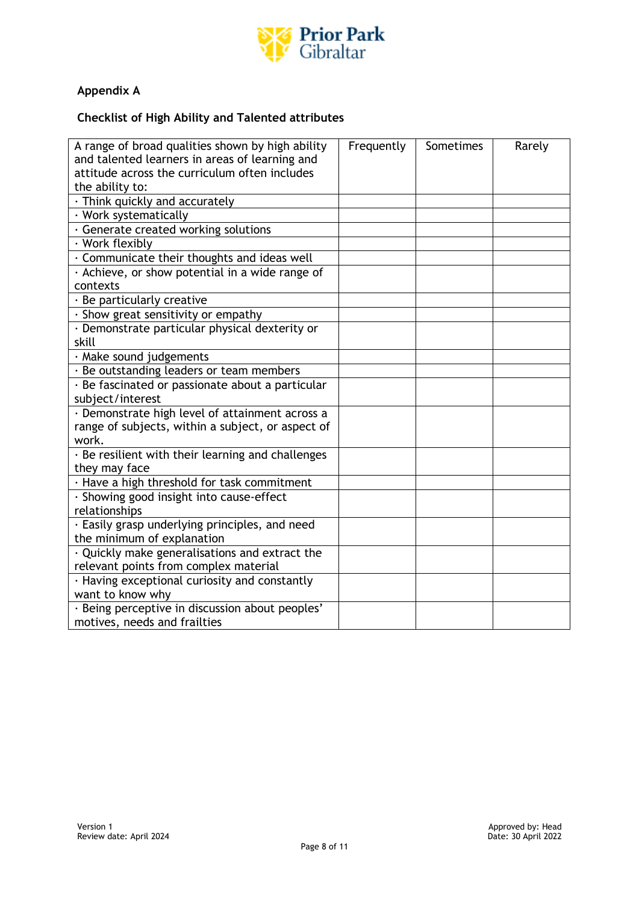## Appendix A

### Checklist of High Ability and Talented attributes

| A range of broad qualities shown by high ability and talented learners in areas of learning and attitude across the curriculum often includes the ability to: | Frequently | Sometimes | Rarely |
|---|---|---|---|
| · Think quickly and accurately | | | |
| · Work systematically | | | |
| · Generate created working solutions | | | |
| · Work flexibly | | | |
| · Communicate their thoughts and ideas well | | | |
| · Achieve, or show potential in a wide range of contexts | | | |
| · Be particularly creative | | | |
| · Show great sensitivity or empathy | | | |
| · Demonstrate particular physical dexterity or skill | | | |
| · Make sound judgements | | | |
| · Be outstanding leaders or team members | | | |
| · Be fascinated or passionate about a particular subject/interest | | | |
| · Demonstrate high level of attainment across a range of subjects, within a subject, or aspect of work. | | | |
| · Be resilient with their learning and challenges they may face | | | |
| · Have a high threshold for task commitment | | | |
| · Showing good insight into cause-effect relationships | | | |
| · Easily grasp underlying principles, and need the minimum of explanation | | | |
| · Quickly make generalisations and extract the relevant points from complex material | | | |
| · Having exceptional curiosity and constantly want to know why | | | |
| · Being perceptive in discussion about peoples' motives, needs and frailties | | | |

Version 1
Review date: April 2024

Approved by: Head
Date: 30 April 2022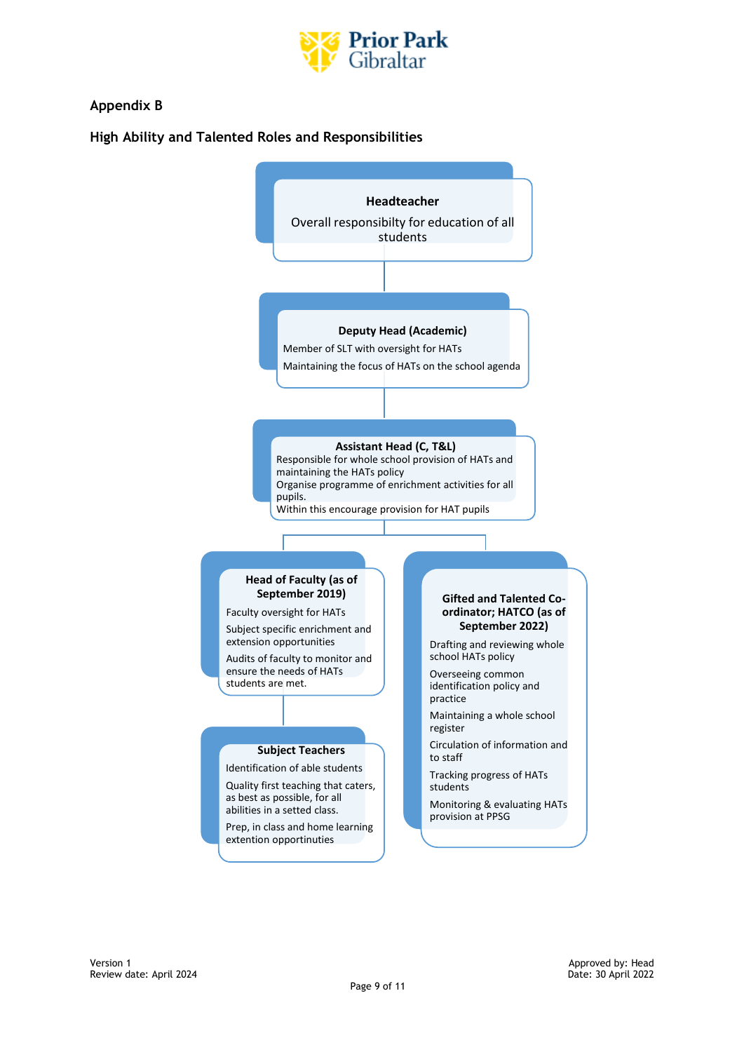## Appendix B

## High Ability and Talented Roles and Responsibilities

**Headteacher**

Overall responsibilty for education of all students

**Deputy Head (Academic)**

Member of SLT with oversight for HATs

Maintaining the focus of HATs on the school agenda

**Assistant Head (C, T&L)**

Responsible for whole school provision of HATs and maintaining the HATs policy

Organise programme of enrichment activities for all pupils.

Within this encourage provision for HAT pupils

**Head of Faculty (as of September 2019)**

Faculty oversight for HATs

Subject specific enrichment and extension opportunities

Audits of faculty to monitor and ensure the needs of HATs students are met.

**Subject Teachers**

Identification of able students

Quality first teaching that caters, as best as possible, for all abilities in a setted class.

Prep, in class and home learning extention opportinuties

**Gifted and Talented Co-ordinator; HATCO (as of September 2022)**

Drafting and reviewing whole school HATs policy

Overseeing common identification policy and practice

Maintaining a whole school register

Circulation of information and to staff

Tracking progress of HATs students

Monitoring & evaluating HATs provision at PPSG

Version 1
Review date: April 2024

Approved by: Head
Date: 30 April 2022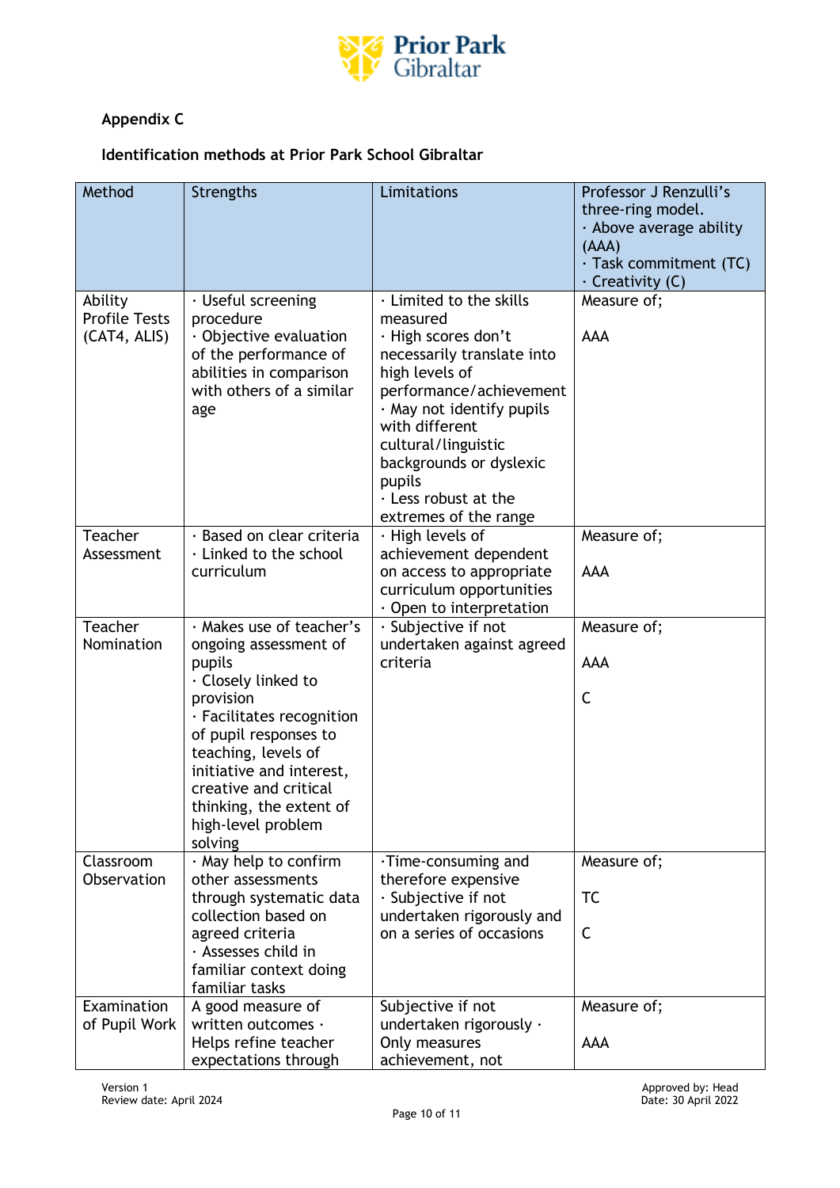**Appendix C**

**Identification methods at Prior Park School Gibraltar**

| Method | Strengths | Limitations | Professor J Renzulli's three-ring model.<br>· Above average ability (AAA)<br>· Task commitment (TC)<br>· Creativity (C) |
|---|---|---|---|
| Ability Profile Tests (CAT4, ALIS) | · Useful screening procedure<br>· Objective evaluation of the performance of abilities in comparison with others of a similar age | · Limited to the skills measured<br>· High scores don't necessarily translate into high levels of performance/achievement<br>· May not identify pupils with different cultural/linguistic backgrounds or dyslexic pupils<br>· Less robust at the extremes of the range | Measure of;<br><br>AAA |
| Teacher Assessment | · Based on clear criteria<br>· Linked to the school curriculum | · High levels of achievement dependent on access to appropriate curriculum opportunities<br>· Open to interpretation | Measure of;<br><br>AAA |
| Teacher Nomination | · Makes use of teacher's ongoing assessment of pupils<br>· Closely linked to provision<br>· Facilitates recognition of pupil responses to teaching, levels of initiative and interest, creative and critical thinking, the extent of high-level problem solving | · Subjective if not undertaken against agreed criteria | Measure of;<br><br>AAA<br><br>C |
| Classroom Observation | · May help to confirm other assessments through systematic data collection based on agreed criteria<br>· Assesses child in familiar context doing familiar tasks | ·Time-consuming and therefore expensive<br>· Subjective if not undertaken rigorously and on a series of occasions | Measure of;<br><br>TC<br><br>C |
| Examination of Pupil Work | A good measure of written outcomes · Helps refine teacher expectations through | Subjective if not undertaken rigorously · Only measures achievement, not | Measure of;<br><br>AAA |

Version 1
Review date: April 2024

Approved by: Head
Date: 30 April 2022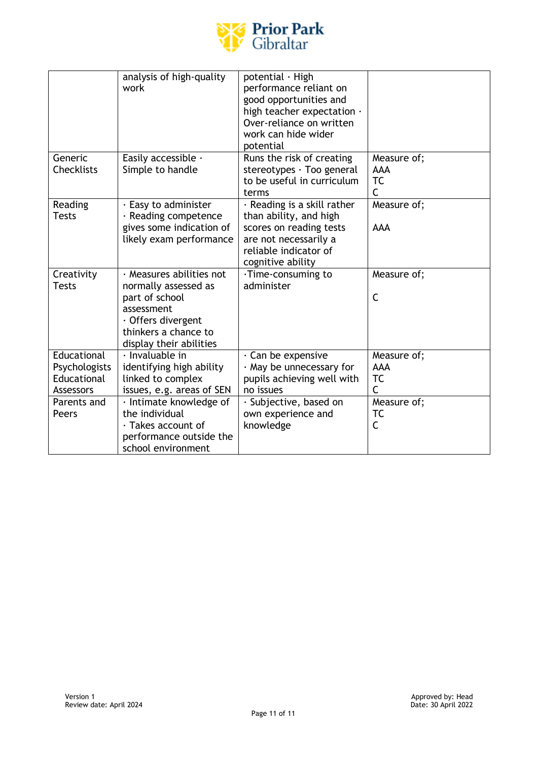| | | | |
|---|---|---|---|
| | analysis of high-quality work | potential · High performance reliant on good opportunities and high teacher expectation · Over-reliance on written work can hide wider potential | |
| Generic Checklists | Easily accessible · Simple to handle | Runs the risk of creating stereotypes · Too general to be useful in curriculum terms | Measure of; AAA TC C |
| Reading Tests | · Easy to administer · Reading competence gives some indication of likely exam performance | · Reading is a skill rather than ability, and high scores on reading tests are not necessarily a reliable indicator of cognitive ability | Measure of; AAA |
| Creativity Tests | · Measures abilities not normally assessed as part of school assessment · Offers divergent thinkers a chance to display their abilities | ·Time-consuming to administer | Measure of; C |
| Educational Psychologists Educational Assessors | · Invaluable in identifying high ability linked to complex issues, e.g. areas of SEN | · Can be expensive · May be unnecessary for pupils achieving well with no issues | Measure of; AAA TC C |
| Parents and Peers | · Intimate knowledge of the individual · Takes account of performance outside the school environment | · Subjective, based on own experience and knowledge | Measure of; TC C |

Version 1
Review date: April 2024

Approved by: Head
Date: 30 April 2022